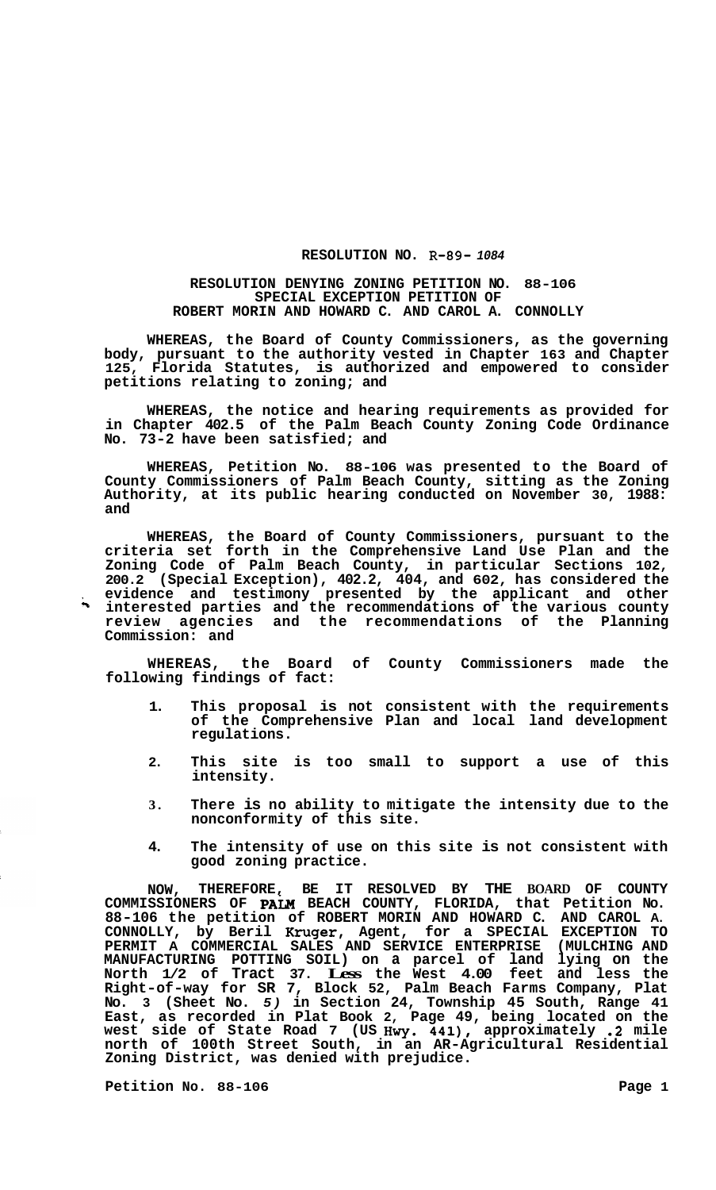# RESOLUTION NO. R-89-1084

## RESOLUTION DENYING ZONING PETITION NO. 88-106 SPECIAL EXCEPTION PETITION OF ROBERT MORIN AND HOWARD C. AND CAROL A. CONNOLLY

**WHEREAS, the Board of County Commissioners, as the governing body, pursuant to the authority vested in Chapter 163 and Chapter 125, Florida Statutes, is authorized and empowered to consider petitions relating to zoning; and**

**WHEREAS, the notice and hearing requirements as provided for in Chapter 402.5 of the Palm Beach County Zoning Code Ordinance No. 73-2 have been satisfied; and**

**WHEREAS, Petition No. 88-106 was presented to the Board of County Commissioners of Palm Beach County, sitting as the Zoning Authority, at its public hearing conducted on November 30, 1988: and**

**WHEREAS, the Board of County Commissioners, pursuant to the criteria set forth in the Comprehensive Land Use Plan and the Zoning Code of Palm Beach County, in particular Sections 102, 200.2 (Special Exception), 402.2, 404, and 602, has considered the evidence and testimony presented by the applicant and other interested parties and the recommendations of the various county review agencies and the recommendations of the Planning Commission: and**

**WHEREAS, the Board of County Commissioners made the following findings of fact:**

1. **This proposal is not consistent with the requirements of the Comprehensive Plan and local land development regulations.**
2. **This site is too small to support a use of this intensity.**
3. **There is no ability to mitigate the intensity due to the nonconformity of this site.**
4. **The intensity of use on this site is not consistent with good zoning practice.**

**NOW, THEREFORE, BE IT RESOLVED BY THE BOARD OF COUNTY COMMISSIONERS OF PALM BEACH COUNTY, FLORIDA, that Petition No. 88-106 the petition of ROBERT MORIN AND HOWARD C. AND CAROL A. CONNOLLY, by Beril Kruger, Agent, for a SPECIAL EXCEPTION TO PERMIT A COMMERCIAL SALES AND SERVICE ENTERPRISE (MULCHING AND MANUFACTURING POTTING SOIL) on a parcel of land lying on the North 1/2 of Tract 37. Less the West 4.00 feet and less the Right-of-way for SR 7, Block 52, Palm Beach Farms Company, Plat No. 3 (Sheet No. 5) in Section 24, Township 45 South, Range 41 East, as recorded in Plat Book 2, Page 49, being located on the west side of State Road 7 (US Hwy. 441), approximately .2 mile north of 100th Street South, in an AR-Agricultural Residential Zoning District, was denied with prejudice.**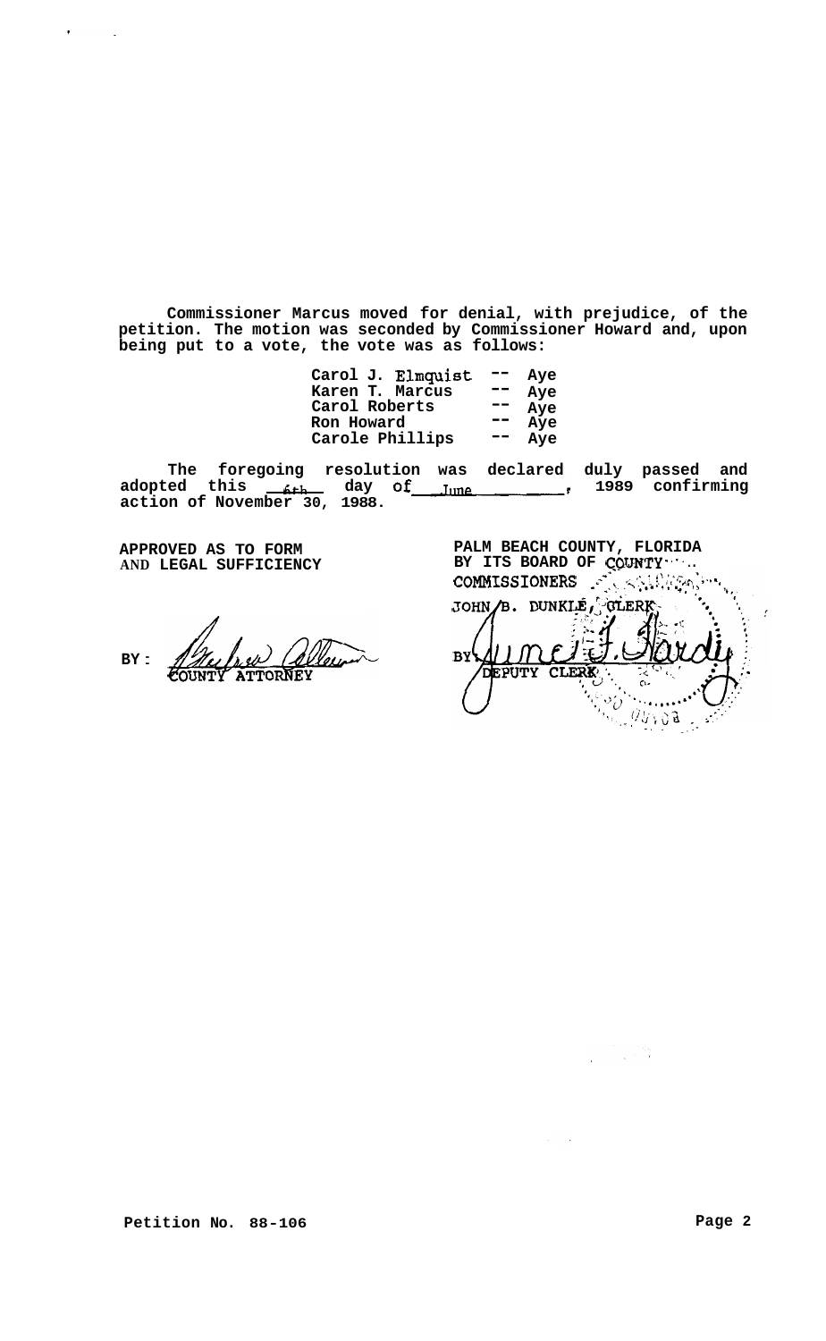Commissioner Marcus moved for denial, with prejudice, of the petition. The motion was seconded by Commissioner Howard and, upon being put to a vote, the vote was as follows:

| | | |
|---|---|---|
| Carol J. Elmquist | -- | Aye |
| Karen T. Marcus | -- | Aye |
| Carol Roberts | -- | Aye |
| Ron Howard | -- | Aye |
| Carole Phillips | -- | Aye |

The foregoing resolution was declared duly passed and adopted this 6th day of June, 1989 confirming action of November 30, 1988.

APPROVED AS TO FORM AND LEGAL SUFFICIENCY

BY: COUNTY ATTORNEY

PALM BEACH COUNTY, FLORIDA BY ITS BOARD OF COUNTY COMMISSIONERS

JOHN B. DUNKLE, CLERK

BY: DEPUTY CLERK

Petition No. 88-106